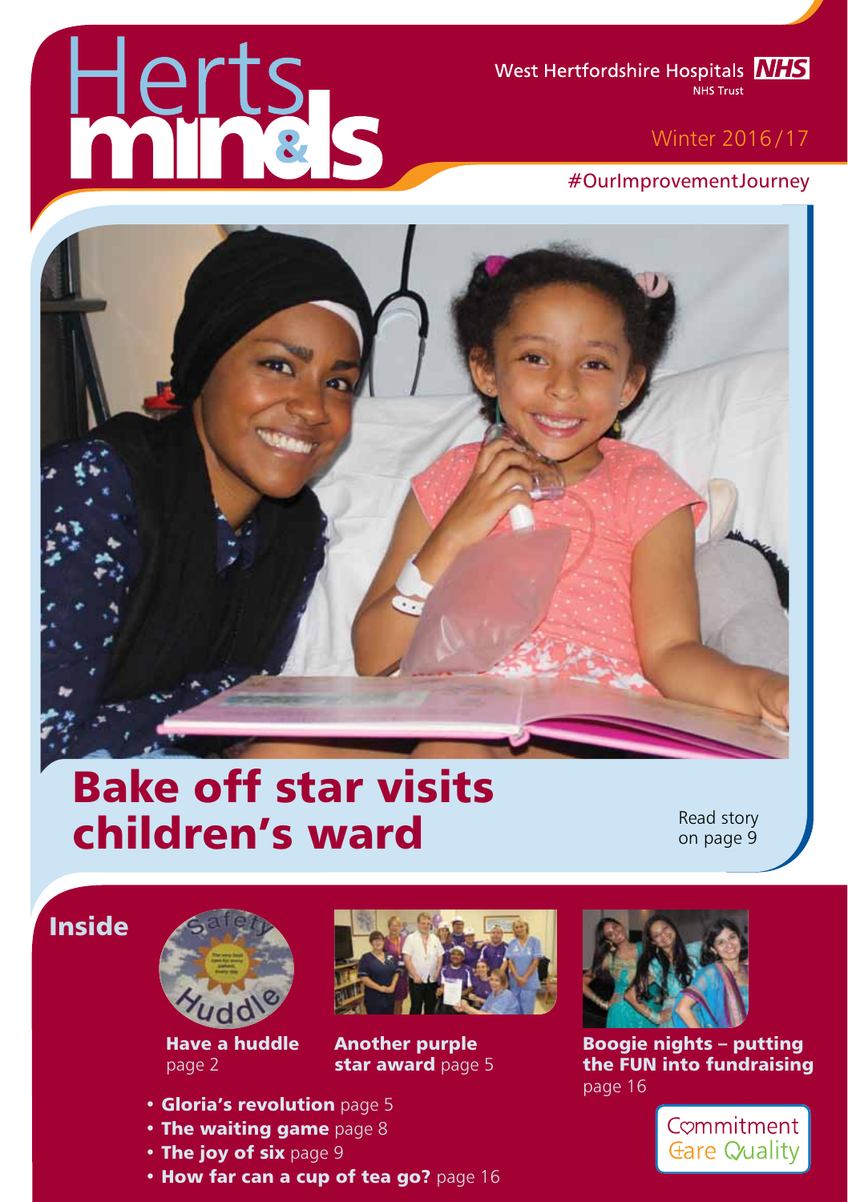# Herts minds

West Hertfordshire Hospitals NHS Trust

Winter 2016/17

#OurImprovementJourney

## Bake off star visits children's ward

Read story on page 9

## Inside

**Have a huddle** page 2

**Another purple star award** page 5

**Boogie nights – putting the FUN into fundraising** page 16

- **Gloria's revolution** page 5
- **The waiting game** page 8
- **The joy of six** page 9
- **How far can a cup of tea go?** page 16

Commitment Care Quality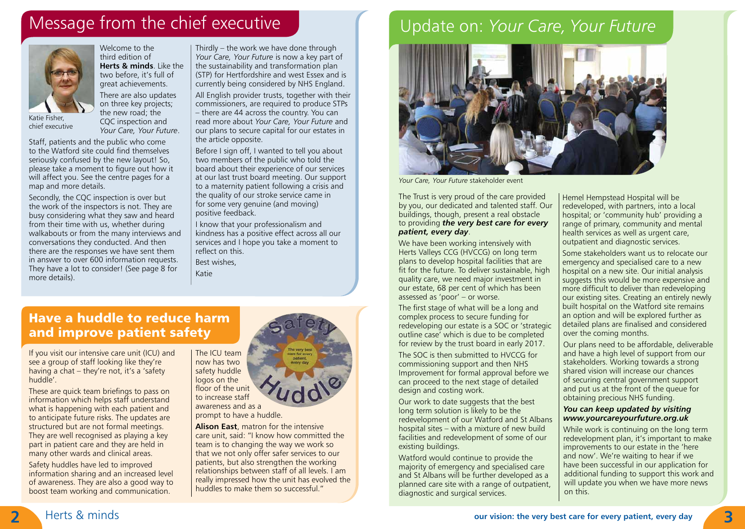# Message from the chief executive

Katie Fisher, chief executive

Welcome to the third edition of **Herts & minds**. Like the two before, it's full of great achievements.

There are also updates on three key projects; the new road; the CQC inspection and *Your Care, Your Future*.

Staff, patients and the public who come to the Watford site could find themselves seriously confused by the new layout! So, please take a moment to figure out how it will affect you. See the centre pages for a map and more details.

Secondly, the CQC inspection is over but the work of the inspectors is not. They are busy considering what they saw and heard from their time with us, whether during walkabouts or from the many interviews and conversations they conducted. And then there are the responses we have sent them in answer to over 600 information requests. They have a lot to consider! (See page 8 for more details).

Thirdly – the work we have done through *Your Care, Your Future* is now a key part of the sustainability and transformation plan (STP) for Hertfordshire and west Essex and is currently being considered by NHS England.

All English provider trusts, together with their commissioners, are required to produce STPs – there are 44 across the country. You can read more about *Your Care, Your Future* and our plans to secure capital for our estates in the article opposite.

Before I sign off, I wanted to tell you about two members of the public who told the board about their experience of our services at our last trust board meeting. Our support to a maternity patient following a crisis and the quality of our stroke service came in for some very genuine (and moving) positive feedback.

I know that your professionalism and kindness has a positive effect across all our services and I hope you take a moment to reflect on this.

Best wishes,

Katie

## Have a huddle to reduce harm and improve patient safety

If you visit our intensive care unit (ICU) and see a group of staff looking like they're having a chat – they're not, it's a 'safety huddle'.

These are quick team briefings to pass on information which helps staff understand what is happening with each patient and to anticipate future risks. The updates are structured but are not formal meetings. They are well recognised as playing a key part in patient care and they are held in many other wards and clinical areas.

Safety huddles have led to improved information sharing and an increased level of awareness. They are also a good way to boost team working and communication.

The ICU team now has two safety huddle logos on the floor of the unit to increase staff awareness and as a prompt to have a huddle.

**Alison East**, matron for the intensive care unit, said: "I know how committed the team is to changing the way we work so that we not only offer safer services to our patients, but also strengthen the working relationships between staff of all levels. I am really impressed how the unit has evolved the huddles to make them so successful."

# Update on: *Your Care, Your Future*

*Your Care, Your Future* stakeholder event

The Trust is very proud of the care provided by you, our dedicated and talented staff. Our buildings, though, present a real obstacle to providing ***the very best care for every patient, every day***.

We have been working intensively with Herts Valleys CCG (HVCCG) on long term plans to develop hospital facilities that are fit for the future. To deliver sustainable, high quality care, we need major investment in our estate, 68 per cent of which has been assessed as 'poor' – or worse.

The first stage of what will be a long and complex process to secure funding for redeveloping our estate is a SOC or 'strategic outline case' which is due to be completed for review by the trust board in early 2017.

The SOC is then submitted to HVCCG for commissioning support and then NHS Improvement for formal approval before we can proceed to the next stage of detailed design and costing work.

Our work to date suggests that the best long term solution is likely to be the redevelopment of our Watford and St Albans hospital sites – with a mixture of new build facilities and redevelopment of some of our existing buildings.

Watford would continue to provide the majority of emergency and specialised care and St Albans will be further developed as a planned care site with a range of outpatient, diagnostic and surgical services.

Hemel Hempstead Hospital will be redeveloped, with partners, into a local hospital; or 'community hub' providing a range of primary, community and mental health services as well as urgent care, outpatient and diagnostic services.

Some stakeholders want us to relocate our emergency and specialised care to a new hospital on a new site. Our initial analysis suggests this would be more expensive and more difficult to deliver than redeveloping our existing sites. Creating an entirely newly built hospital on the Watford site remains an option and will be explored further as detailed plans are finalised and considered over the coming months.

Our plans need to be affordable, deliverable and have a high level of support from our stakeholders. Working towards a strong shared vision will increase our chances of securing central government support and put us at the front of the queue for obtaining precious NHS funding.

***You can keep updated by visiting www.yourcareyourfuture.org.uk***

While work is continuing on the long term redevelopment plan, it's important to make improvements to our estate in the 'here and now'. We're waiting to hear if we have been successful in our application for additional funding to support this work and will update you when we have more news on this.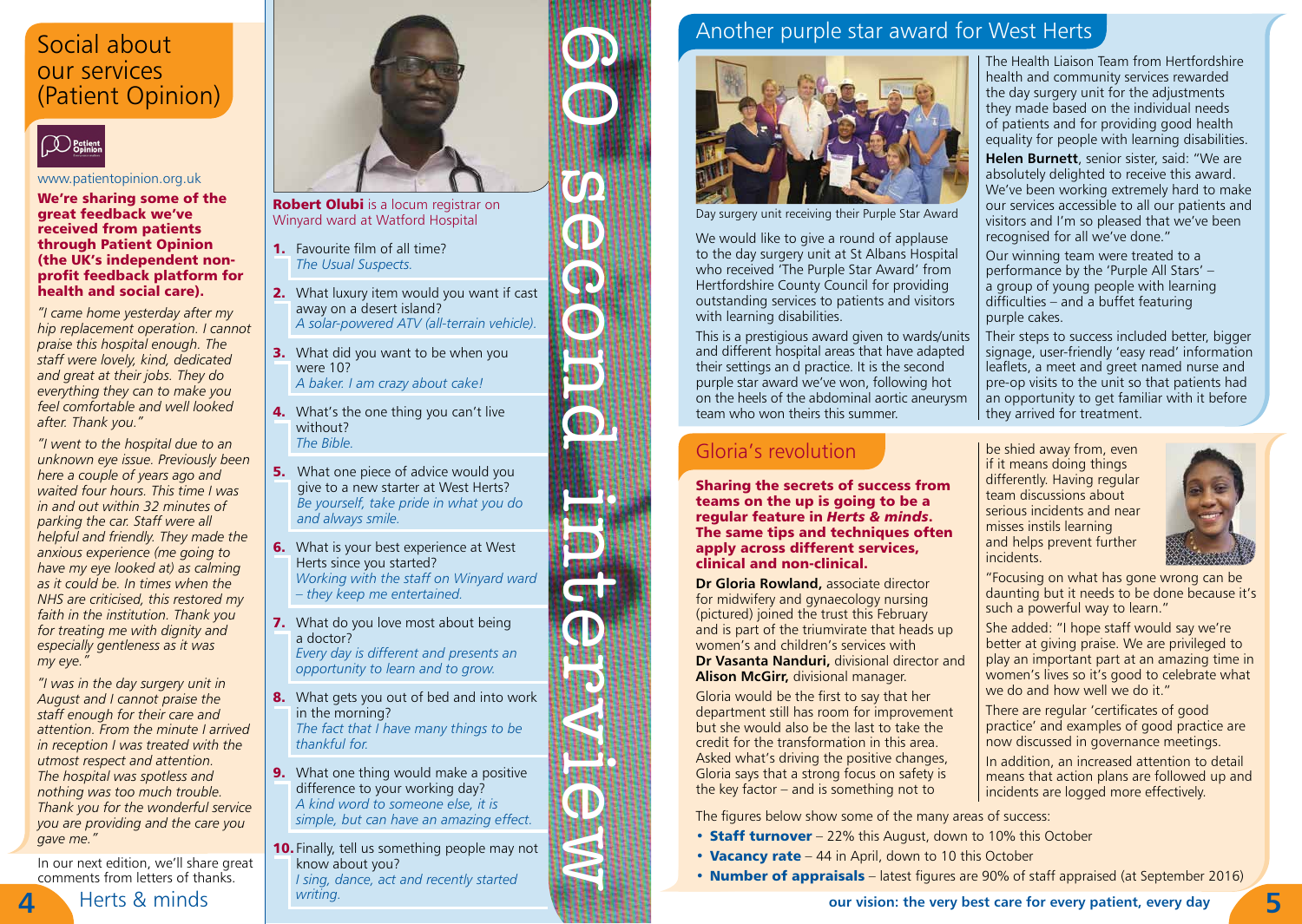## Social about our services (Patient Opinion)

www.patientopinion.org.uk

**We're sharing some of the great feedback we've received from patients through Patient Opinion (the UK's independent non-profit feedback platform for health and social care).**

*"I came home yesterday after my hip replacement operation. I cannot praise this hospital enough. The staff were lovely, kind, dedicated and great at their jobs. They do everything they can to make you feel comfortable and well looked after. Thank you."*

*"I went to the hospital due to an unknown eye issue. Previously been here a couple of years ago and waited four hours. This time I was in and out within 32 minutes of parking the car. Staff were all helpful and friendly. They made the anxious experience (me going to have my eye looked at) as calming as it could be. In times when the NHS are criticised, this restored my faith in the institution. Thank you for treating me with dignity and especially gentleness as it was my eye."*

*"I was in the day surgery unit in August and I cannot praise the staff enough for their care and attention. From the minute I arrived in reception I was treated with the utmost respect and attention. The hospital was spotless and nothing was too much trouble. Thank you for the wonderful service you are providing and the care you gave me."*

In our next edition, we'll share great comments from letters of thanks.

## 60 second interview

**Robert Olubi** is a locum registrar on Winyard ward at Watford Hospital

1. Favourite film of all time?
   *The Usual Suspects.*
2. What luxury item would you want if cast away on a desert island?
   *A solar-powered ATV (all-terrain vehicle).*
3. What did you want to be when you were 10?
   *A baker. I am crazy about cake!*
4. What's the one thing you can't live without?
   *The Bible.*
5. What one piece of advice would you give to a new starter at West Herts?
   *Be yourself, take pride in what you do and always smile.*
6. What is your best experience at West Herts since you started?
   *Working with the staff on Winyard ward – they keep me entertained.*
7. What do you love most about being a doctor?
   *Every day is different and presents an opportunity to learn and to grow.*
8. What gets you out of bed and into work in the morning?
   *The fact that I have many things to be thankful for.*
9. What one thing would make a positive difference to your working day?
   *A kind word to someone else, it is simple, but can have an amazing effect.*
10. Finally, tell us something people may not know about you?
    *I sing, dance, act and recently started writing.*

## Another purple star award for West Herts

Day surgery unit receiving their Purple Star Award

We would like to give a round of applause to the day surgery unit at St Albans Hospital who received 'The Purple Star Award' from Hertfordshire County Council for providing outstanding services to patients and visitors with learning disabilities.

This is a prestigious award given to wards/units and different hospital areas that have adapted their settings an d practice. It is the second purple star award we've won, following hot on the heels of the abdominal aortic aneurysm team who won theirs this summer.

The Health Liaison Team from Hertfordshire health and community services rewarded the day surgery unit for the adjustments they made based on the individual needs of patients and for providing good health equality for people with learning disabilities.

**Helen Burnett**, senior sister, said: "We are absolutely delighted to receive this award. We've been working extremely hard to make our services accessible to all our patients and visitors and I'm so pleased that we've been recognised for all we've done."

Our winning team were treated to a performance by the 'Purple All Stars' – a group of young people with learning difficulties – and a buffet featuring purple cakes.

Their steps to success included better, bigger signage, user-friendly 'easy read' information leaflets, a meet and greet named nurse and pre-op visits to the unit so that patients had an opportunity to get familiar with it before they arrived for treatment.

## Gloria's revolution

**Sharing the secrets of success from teams on the up is going to be a regular feature in *Herts & minds*. The same tips and techniques often apply across different services, clinical and non-clinical.**

**Dr Gloria Rowland,** associate director for midwifery and gynaecology nursing (pictured) joined the trust this February and is part of the triumvirate that heads up women's and children's services with **Dr Vasanta Nanduri,** divisional director and **Alison McGirr,** divisional manager.

Gloria would be the first to say that her department still has room for improvement but she would also be the last to take the credit for the transformation in this area. Asked what's driving the positive changes, Gloria says that a strong focus on safety is the key factor – and is something not to be shied away from, even if it means doing things differently. Having regular team discussions about serious incidents and near misses instils learning and helps prevent further incidents.

"Focusing on what has gone wrong can be daunting but it needs to be done because it's such a powerful way to learn."

She added: "I hope staff would say we're better at giving praise. We are privileged to play an important part at an amazing time in women's lives so it's good to celebrate what we do and how well we do it."

There are regular 'certificates of good practice' and examples of good practice are now discussed in governance meetings.

In addition, an increased attention to detail means that action plans are followed up and incidents are logged more effectively.

The figures below show some of the many areas of success:

- **Staff turnover** – 22% this August, down to 10% this October
- **Vacancy rate** – 44 in April, down to 10 this October
- **Number of appraisals** – latest figures are 90% of staff appraised (at September 2016)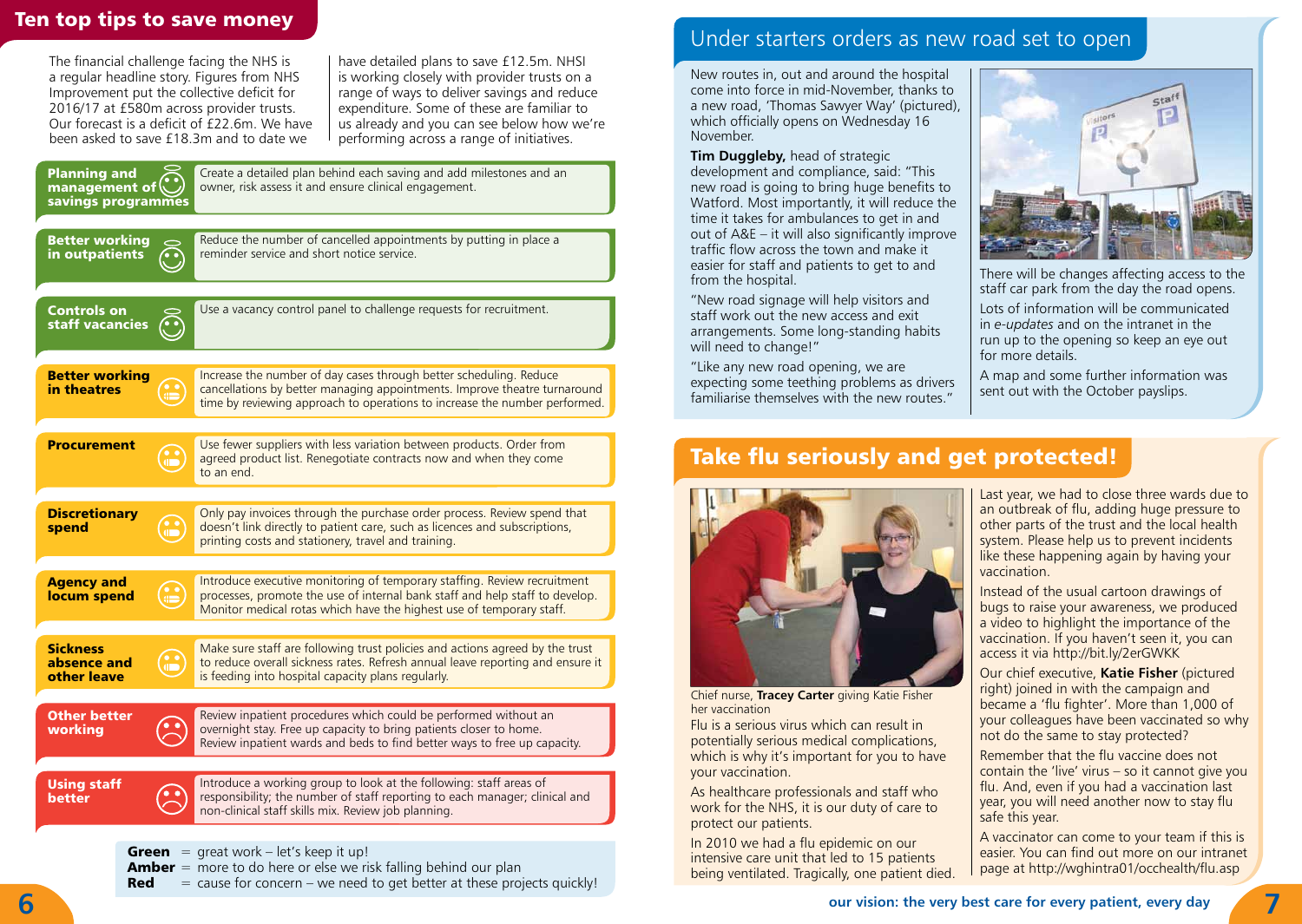# Ten top tips to save money

The financial challenge facing the NHS is a regular headline story. Figures from NHS Improvement put the collective deficit for 2016/17 at £580m across provider trusts. Our forecast is a deficit of £22.6m. We have been asked to save £18.3m and to date we have detailed plans to save £12.5m. NHSI is working closely with provider trusts on a range of ways to deliver savings and reduce expenditure. Some of these are familiar to us already and you can see below how we're performing across a range of initiatives.

| Area | Status | Initiative |
|---|---|---|
| **Planning and management of savings programmes** | Green | Create a detailed plan behind each saving and add milestones and an owner, risk assess it and ensure clinical engagement. |
| **Better working in outpatients** | Green | Reduce the number of cancelled appointments by putting in place a reminder service and short notice service. |
| **Controls on staff vacancies** | Green | Use a vacancy control panel to challenge requests for recruitment. |
| **Better working in theatres** | Amber | Increase the number of day cases through better scheduling. Reduce cancellations by better managing appointments. Improve theatre turnaround time by reviewing approach to operations to increase the number performed. |
| **Procurement** | Amber | Use fewer suppliers with less variation between products. Order from agreed product list. Renegotiate contracts now and when they come to an end. |
| **Discretionary spend** | Amber | Only pay invoices through the purchase order process. Review spend that doesn't link directly to patient care, such as licences and subscriptions, printing costs and stationery, travel and training. |
| **Agency and locum spend** | Amber | Introduce executive monitoring of temporary staffing. Review recruitment processes, promote the use of internal bank staff and help staff to develop. Monitor medical rotas which have the highest use of temporary staff. |
| **Sickness absence and other leave** | Amber | Make sure staff are following trust policies and actions agreed by the trust to reduce overall sickness rates. Refresh annual leave reporting and ensure it is feeding into hospital capacity plans regularly. |
| **Other better working** | Red | Review inpatient procedures which could be performed without an overnight stay. Free up capacity to bring patients closer to home. Review inpatient wards and beds to find better ways to free up capacity. |
| **Using staff better** | Red | Introduce a working group to look at the following: staff areas of responsibility; the number of staff reporting to each manager; clinical and non-clinical staff skills mix. Review job planning. |

**Green** = great work – let's keep it up!
**Amber** = more to do here or else we risk falling behind our plan
**Red** = cause for concern – we need to get better at these projects quickly!

## Under starters orders as new road set to open

New routes in, out and around the hospital come into force in mid-November, thanks to a new road, 'Thomas Sawyer Way' (pictured), which officially opens on Wednesday 16 November.

**Tim Duggleby,** head of strategic development and compliance, said: "This new road is going to bring huge benefits to Watford. Most importantly, it will reduce the time it takes for ambulances to get in and out of A&E – it will also significantly improve traffic flow across the town and make it easier for staff and patients to get to and from the hospital.

"New road signage will help visitors and staff work out the new access and exit arrangements. Some long-standing habits will need to change!"

"Like any new road opening, we are expecting some teething problems as drivers familiarise themselves with the new routes."

There will be changes affecting access to the staff car park from the day the road opens.

Lots of information will be communicated in *e-updates* and on the intranet in the run up to the opening so keep an eye out for more details.

A map and some further information was sent out with the October payslips.

## Take flu seriously and get protected!

Chief nurse, **Tracey Carter** giving Katie Fisher her vaccination

Flu is a serious virus which can result in potentially serious medical complications, which is why it's important for you to have your vaccination.

As healthcare professionals and staff who work for the NHS, it is our duty of care to protect our patients.

In 2010 we had a flu epidemic on our intensive care unit that led to 15 patients being ventilated. Tragically, one patient died.

Last year, we had to close three wards due to an outbreak of flu, adding huge pressure to other parts of the trust and the local health system. Please help us to prevent incidents like these happening again by having your vaccination.

Instead of the usual cartoon drawings of bugs to raise your awareness, we produced a video to highlight the importance of the vaccination. If you haven't seen it, you can access it via http://bit.ly/2erGWKK

Our chief executive, **Katie Fisher** (pictured right) joined in with the campaign and became a 'flu fighter'. More than 1,000 of your colleagues have been vaccinated so why not do the same to stay protected?

Remember that the flu vaccine does not contain the 'live' virus – so it cannot give you flu. And, even if you had a vaccination last year, you will need another now to stay flu safe this year.

A vaccinator can come to your team if this is easier. You can find out more on our intranet page at http://wghintra01/occhealth/flu.asp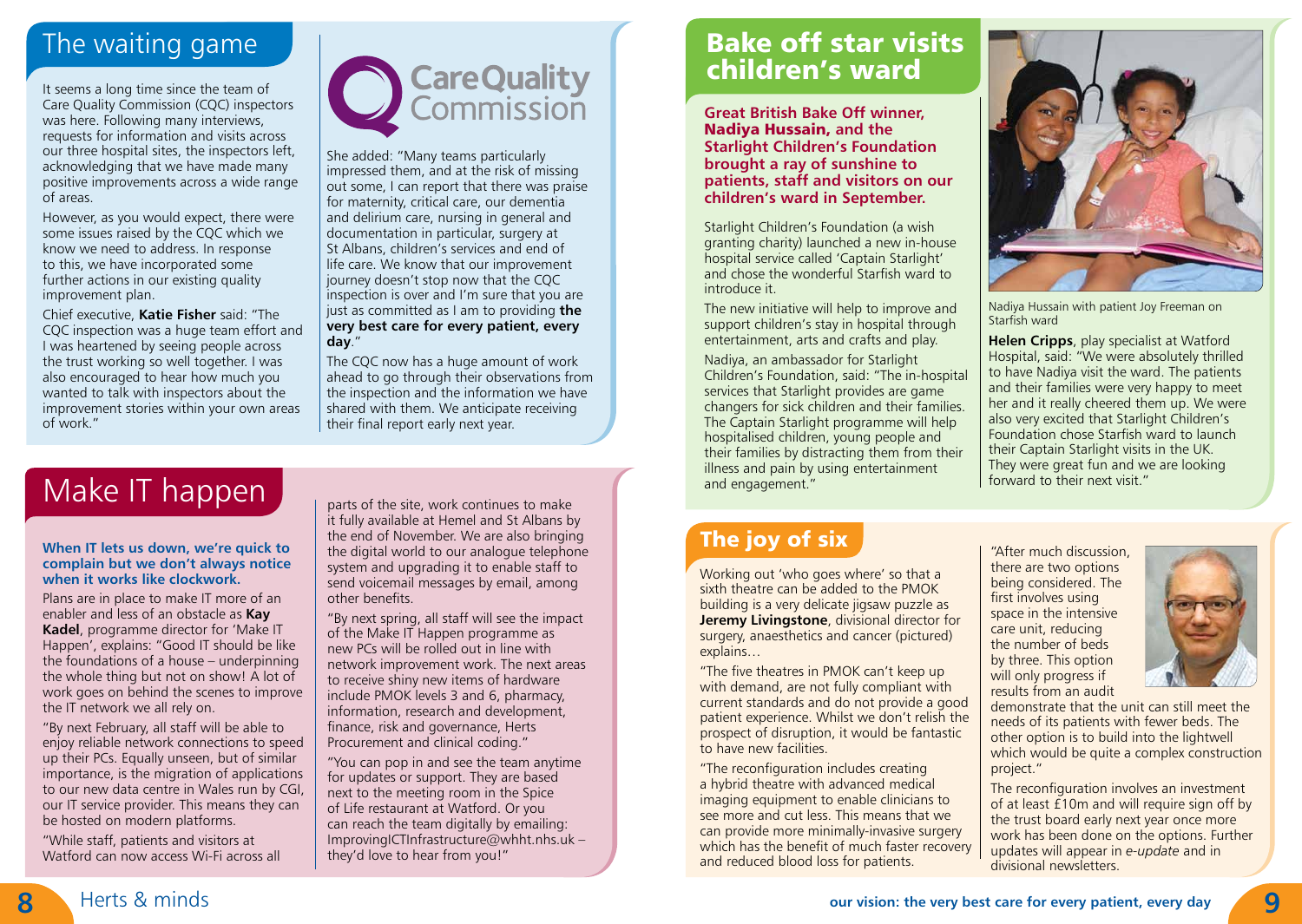## The waiting game

It seems a long time since the team of Care Quality Commission (CQC) inspectors was here. Following many interviews, requests for information and visits across our three hospital sites, the inspectors left, acknowledging that we have made many positive improvements across a wide range of areas.

However, as you would expect, there were some issues raised by the CQC which we know we need to address. In response to this, we have incorporated some further actions in our existing quality improvement plan.

Chief executive, **Katie Fisher** said: "The CQC inspection was a huge team effort and I was heartened by seeing people across the trust working so well together. I was also encouraged to hear how much you wanted to talk with inspectors about the improvement stories within your own areas of work."

Care Quality Commission

She added: "Many teams particularly impressed them, and at the risk of missing out some, I can report that there was praise for maternity, critical care, our dementia and delirium care, nursing in general and documentation in particular, surgery at St Albans, children's services and end of life care. We know that our improvement journey doesn't stop now that the CQC inspection is over and I'm sure that you are just as committed as I am to providing **the very best care for every patient, every day**."

The CQC now has a huge amount of work ahead to go through their observations from the inspection and the information we have shared with them. We anticipate receiving their final report early next year.

## Make IT happen

**When IT lets us down, we're quick to complain but we don't always notice when it works like clockwork.**

Plans are in place to make IT more of an enabler and less of an obstacle as **Kay Kadel**, programme director for 'Make IT Happen', explains: "Good IT should be like the foundations of a house – underpinning the whole thing but not on show! A lot of work goes on behind the scenes to improve the IT network we all rely on.

"By next February, all staff will be able to enjoy reliable network connections to speed up their PCs. Equally unseen, but of similar importance, is the migration of applications to our new data centre in Wales run by CGI, our IT service provider. This means they can be hosted on modern platforms.

"While staff, patients and visitors at Watford can now access Wi-Fi across all parts of the site, work continues to make it fully available at Hemel and St Albans by the end of November. We are also bringing the digital world to our analogue telephone system and upgrading it to enable staff to send voicemail messages by email, among other benefits.

"By next spring, all staff will see the impact of the Make IT Happen programme as new PCs will be rolled out in line with network improvement work. The next areas to receive shiny new items of hardware include PMOK levels 3 and 6, pharmacy, information, research and development, finance, risk and governance, Herts Procurement and clinical coding."

"You can pop in and see the team anytime for updates or support. They are based next to the meeting room in the Spice of Life restaurant at Watford. Or you can reach the team digitally by emailing: ImprovingICTInfrastructure@whht.nhs.uk – they'd love to hear from you!"

## Bake off star visits children's ward

**Great British Bake Off winner, Nadiya Hussain, and the Starlight Children's Foundation brought a ray of sunshine to patients, staff and visitors on our children's ward in September.**

Starlight Children's Foundation (a wish granting charity) launched a new in-house hospital service called 'Captain Starlight' and chose the wonderful Starfish ward to introduce it.

The new initiative will help to improve and support children's stay in hospital through entertainment, arts and crafts and play.

Nadiya, an ambassador for Starlight Children's Foundation, said: "The in-hospital services that Starlight provides are game changers for sick children and their families. The Captain Starlight programme will help hospitalised children, young people and their families by distracting them from their illness and pain by using entertainment and engagement."

Nadiya Hussain with patient Joy Freeman on Starfish ward

**Helen Cripps**, play specialist at Watford Hospital, said: "We were absolutely thrilled to have Nadiya visit the ward. The patients and their families were very happy to meet her and it really cheered them up. We were also very excited that Starlight Children's Foundation chose Starfish ward to launch their Captain Starlight visits in the UK. They were great fun and we are looking forward to their next visit."

## The joy of six

Working out 'who goes where' so that a sixth theatre can be added to the PMOK building is a very delicate jigsaw puzzle as **Jeremy Livingstone**, divisional director for surgery, anaesthetics and cancer (pictured) explains…

"The five theatres in PMOK can't keep up with demand, are not fully compliant with current standards and do not provide a good patient experience. Whilst we don't relish the prospect of disruption, it would be fantastic to have new facilities.

"The reconfiguration includes creating a hybrid theatre with advanced medical imaging equipment to enable clinicians to see more and cut less. This means that we can provide more minimally-invasive surgery which has the benefit of much faster recovery and reduced blood loss for patients.

"After much discussion, there are two options being considered. The first involves using space in the intensive care unit, reducing the number of beds by three. This option will only progress if results from an audit demonstrate that the unit can still meet the needs of its patients with fewer beds. The other option is to build into the lightwell which would be quite a complex construction project."

The reconfiguration involves an investment of at least £10m and will require sign off by the trust board early next year once more work has been done on the options. Further updates will appear in *e-update* and in divisional newsletters.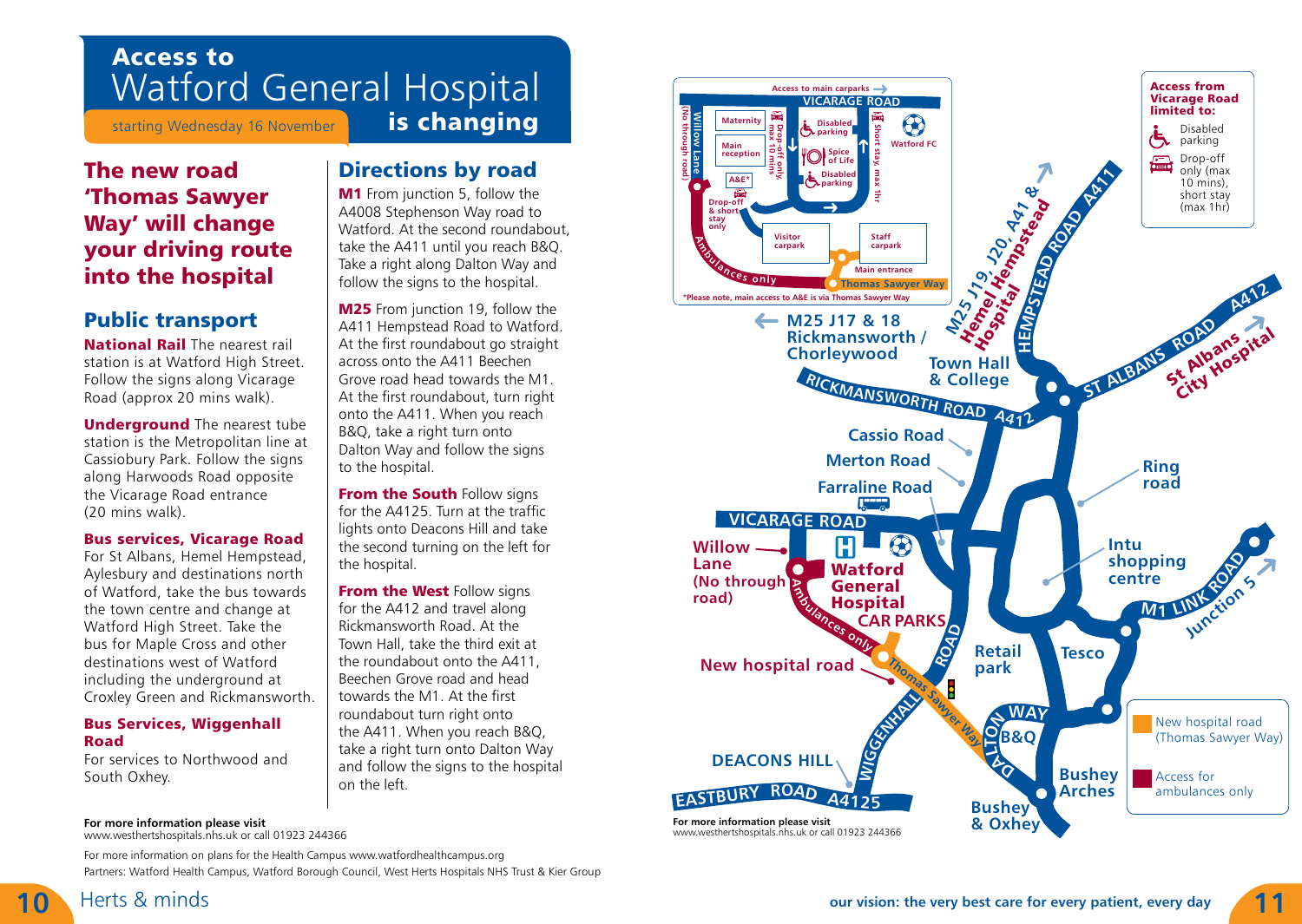# Access to Watford General Hospital is changing

starting Wednesday 16 November

## The new road 'Thomas Sawyer Way' will change your driving route into the hospital

## Public transport

**National Rail** The nearest rail station is at Watford High Street. Follow the signs along Vicarage Road (approx 20 mins walk).

**Underground** The nearest tube station is the Metropolitan line at Cassiobury Park. Follow the signs along Harwoods Road opposite the Vicarage Road entrance (20 mins walk).

**Bus services, Vicarage Road**
For St Albans, Hemel Hempstead, Aylesbury and destinations north of Watford, take the bus towards the town centre and change at Watford High Street. Take the bus for Maple Cross and other destinations west of Watford including the underground at Croxley Green and Rickmansworth.

**Bus Services, Wiggenhall Road**
For services to Northwood and South Oxhey.

## Directions by road

**M1** From junction 5, follow the A4008 Stephenson Way road to Watford. At the second roundabout, take the A411 until you reach B&Q. Take a right along Dalton Way and follow the signs to the hospital.

**M25** From junction 19, follow the A411 Hempstead Road to Watford. At the first roundabout go straight across onto the A411 Beechen Grove road head towards the M1. At the first roundabout, turn right onto the A411. When you reach B&Q, take a right turn onto Dalton Way and follow the signs to the hospital.

**From the South** Follow signs for the A4125. Turn at the traffic lights onto Deacons Hill and take the second turning on the left for the hospital.

**From the West** Follow signs for the A412 and travel along Rickmansworth Road. At the Town Hall, take the third exit at the roundabout onto the A411, Beechen Grove road and head towards the M1. At the first roundabout turn right onto the A411. When you reach B&Q, take a right turn onto Dalton Way and follow the signs to the hospital on the left.

**For more information please visit**
www.westhertshospitals.nhs.uk or call 01923 244366

For more information on plans for the Health Campus www.watfordhealthcampus.org

Partners: Watford Health Campus, Watford Borough Council, West Herts Hospitals NHS Trust & Kier Group

Access to main carparks → VICARAGE ROAD

Willow Lane (No through road) | Maternity | Main reception | A&E* | Drop-off only max 10 mins | Disabled parking | Spice of Life | Disabled parking | Short stay max 1hr | Watford FC | Drop-off & short stay only | Visitor carpark | Staff carpark | Main entrance | Ambulances only | Thomas Sawyer Way

*Please note, main access to A&E is via Thomas Sawyer Way

**Access from Vicarage Road limited to:**
- Disabled parking
- Drop-off only (max 10 mins), short stay (max 1hr)

M25 J17 & 18 Rickmansworth / Chorleywood | M25 J19, J20, A41 & Hemel Hempstead Hospital | HEMPSTEAD ROAD A411 | Town Hall & College | RICKMANSWORTH ROAD A412 | ST ALBANS ROAD A412 | St Albans City Hospital | Cassio Road | Merton Road | Farraline Road | Ring road | VICARAGE ROAD | Willow Lane (No through road) | Watford General Hospital | CAR PARKS | Ambulances only | Intu shopping centre | M1 LINK ROAD Junction 5 | New hospital road | Thomas Sawyer Way | WIGGENHALL ROAD | Retail park | Tesco | DALTON WAY | B&Q | DEACONS HILL | EASTBURY ROAD A4125 | Bushey Arches | Bushey & Oxhey

- New hospital road (Thomas Sawyer Way)
- Access for ambulances only

**For more information please visit**
www.westhertshospitals.nhs.uk or call 01923 244366

our vision: the very best care for every patient, every day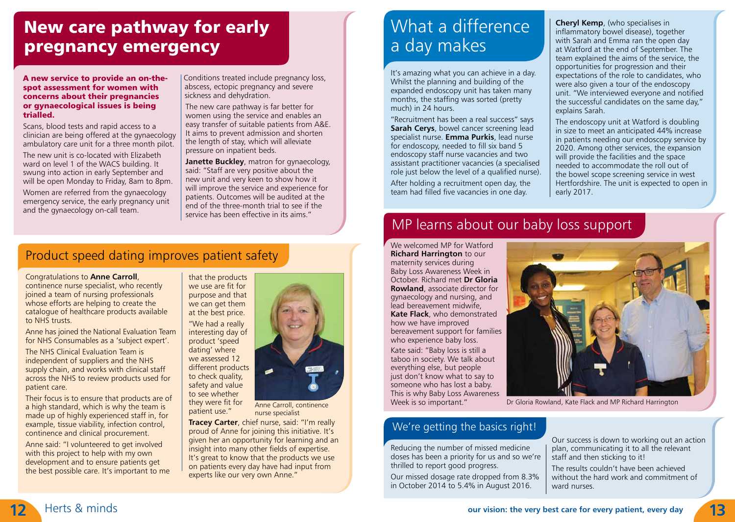# New care pathway for early pregnancy emergency

**A new service to provide an on-the-spot assessment for women with concerns about their pregnancies or gynaecological issues is being trialled.**

Scans, blood tests and rapid access to a clinician are being offered at the gynaecology ambulatory care unit for a three month pilot.

The new unit is co-located with Elizabeth ward on level 1 of the WACS building. It swung into action in early September and will be open Monday to Friday, 8am to 8pm.

Women are referred from the gynaecology emergency service, the early pregnancy unit and the gynaecology on-call team.

Conditions treated include pregnancy loss, abscess, ectopic pregnancy and severe sickness and dehydration.

The new care pathway is far better for women using the service and enables an easy transfer of suitable patients from A&E. It aims to prevent admission and shorten the length of stay, which will alleviate pressure on inpatient beds.

**Janette Buckley**, matron for gynaecology, said: "Staff are very positive about the new unit and very keen to show how it will improve the service and experience for patients. Outcomes will be audited at the end of the three-month trial to see if the service has been effective in its aims."

## Product speed dating improves patient safety

Congratulations to **Anne Carroll**, continence nurse specialist, who recently joined a team of nursing professionals whose efforts are helping to create the catalogue of healthcare products available to NHS trusts.

Anne has joined the National Evaluation Team for NHS Consumables as a 'subject expert'.

The NHS Clinical Evaluation Team is independent of suppliers and the NHS supply chain, and works with clinical staff across the NHS to review products used for patient care.

Their focus is to ensure that products are of a high standard, which is why the team is made up of highly experienced staff in, for example, tissue viability, infection control, continence and clinical procurement.

Anne said: "I volunteered to get involved with this project to help with my own development and to ensure patients get the best possible care. It's important to me that the products we use are fit for purpose and that we can get them at the best price.

"We had a really interesting day of product 'speed dating' where we assessed 12 different products to check quality, safety and value to see whether they were fit for patient use."

Anne Carroll, continence nurse specialist

**Tracey Carter**, chief nurse, said: "I'm really proud of Anne for joining this initiative. It's given her an opportunity for learning and an insight into many other fields of expertise. It's great to know that the products we use on patients every day have had input from experts like our very own Anne."

# What a difference a day makes

It's amazing what you can achieve in a day. Whilst the planning and building of the expanded endoscopy unit has taken many months, the staffing was sorted (pretty much) in 24 hours.

"Recruitment has been a real success" says **Sarah Cerys**, bowel cancer screening lead specialist nurse. **Emma Purkis**, lead nurse for endoscopy, needed to fill six band 5 endoscopy staff nurse vacancies and two assistant practitioner vacancies (a specialised role just below the level of a qualified nurse).

After holding a recruitment open day, the team had filled five vacancies in one day.

**Cheryl Kemp**, (who specialises in inflammatory bowel disease), together with Sarah and Emma ran the open day at Watford at the end of September. The team explained the aims of the service, the opportunities for progression and their expectations of the role to candidates, who were also given a tour of the endoscopy unit. "We interviewed everyone and notified the successful candidates on the same day," explains Sarah.

The endoscopy unit at Watford is doubling in size to meet an anticipated 44% increase in patients needing our endoscopy service by 2020. Among other services, the expansion will provide the facilities and the space needed to accommodate the roll out of the bowel scope screening service in west Hertfordshire. The unit is expected to open in early 2017.

## MP learns about our baby loss support

We welcomed MP for Watford **Richard Harrington** to our maternity services during Baby Loss Awareness Week in October. Richard met **Dr Gloria Rowland**, associate director for gynaecology and nursing, and lead bereavement midwife, **Kate Flack**, who demonstrated how we have improved bereavement support for families who experience baby loss.

Kate said: "Baby loss is still a taboo in society. We talk about everything else, but people just don't know what to say to someone who has lost a baby. This is why Baby Loss Awareness Week is so important."

Dr Gloria Rowland, Kate Flack and MP Richard Harrington

## We're getting the basics right!

Reducing the number of missed medicine doses has been a priority for us and so we're thrilled to report good progress.

Our missed dosage rate dropped from 8.3% in October 2014 to 5.4% in August 2016.

Our success is down to working out an action plan, communicating it to all the relevant staff and then sticking to it!

The results couldn't have been achieved without the hard work and commitment of ward nurses.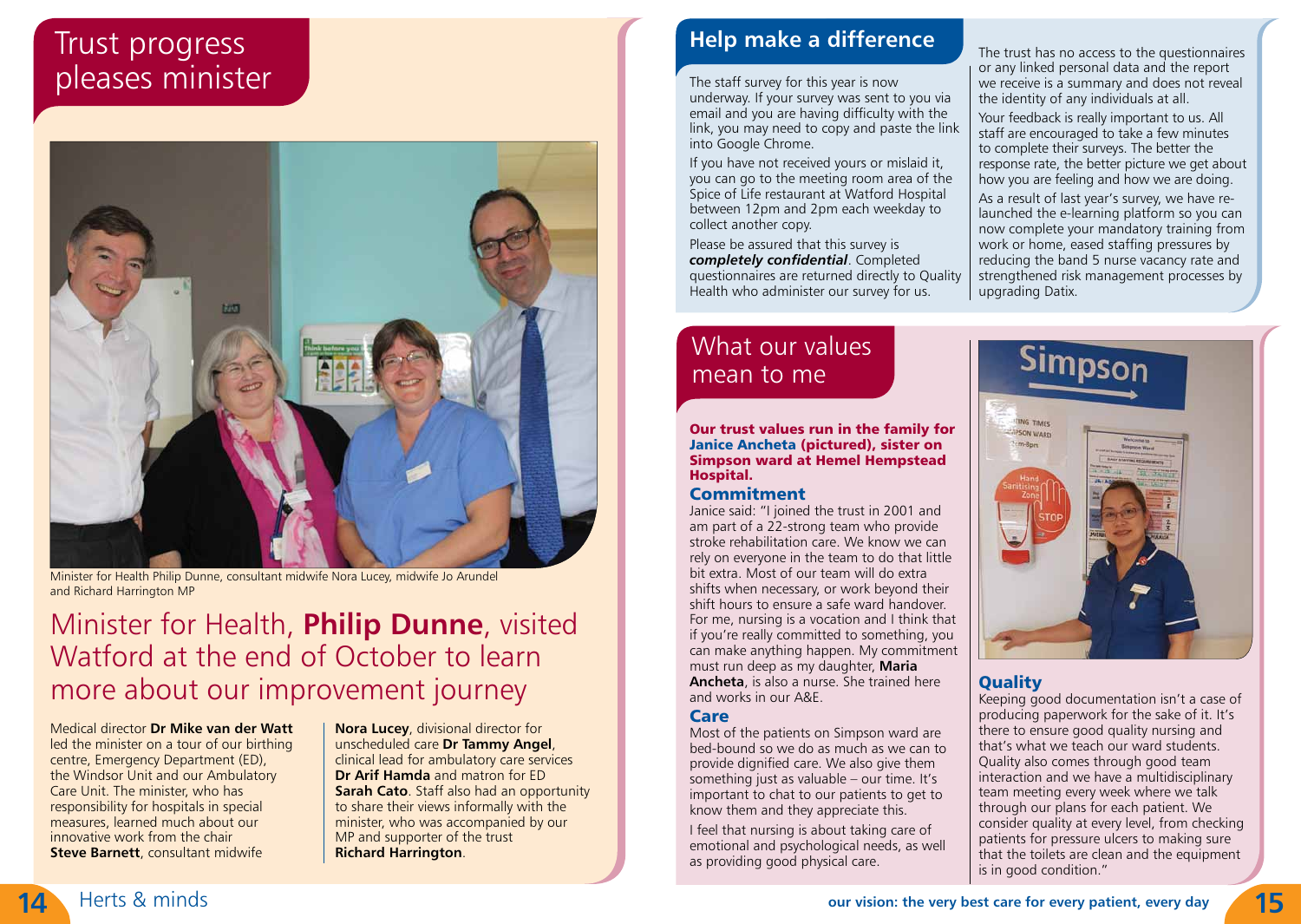# Trust progress pleases minister

Minister for Health Philip Dunne, consultant midwife Nora Lucey, midwife Jo Arundel and Richard Harrington MP

## Minister for Health, **Philip Dunne**, visited Watford at the end of October to learn more about our improvement journey

Medical director **Dr Mike van der Watt** led the minister on a tour of our birthing centre, Emergency Department (ED), the Windsor Unit and our Ambulatory Care Unit. The minister, who has responsibility for hospitals in special measures, learned much about our innovative work from the chair **Steve Barnett**, consultant midwife **Nora Lucey**, divisional director for unscheduled care **Dr Tammy Angel**, clinical lead for ambulatory care services **Dr Arif Hamda** and matron for ED **Sarah Cato**. Staff also had an opportunity to share their views informally with the minister, who was accompanied by our MP and supporter of the trust **Richard Harrington**.

# Help make a difference

The staff survey for this year is now underway. If your survey was sent to you via email and you are having difficulty with the link, you may need to copy and paste the link into Google Chrome.

If you have not received yours or mislaid it, you can go to the meeting room area of the Spice of Life restaurant at Watford Hospital between 12pm and 2pm each weekday to collect another copy.

Please be assured that this survey is ***completely confidential***. Completed questionnaires are returned directly to Quality Health who administer our survey for us.

The trust has no access to the questionnaires or any linked personal data and the report we receive is a summary and does not reveal the identity of any individuals at all.

Your feedback is really important to us. All staff are encouraged to take a few minutes to complete their surveys. The better the response rate, the better picture we get about how you are feeling and how we are doing.

As a result of last year's survey, we have re-launched the e-learning platform so you can now complete your mandatory training from work or home, eased staffing pressures by reducing the band 5 nurse vacancy rate and strengthened risk management processes by upgrading Datix.

# What our values mean to me

**Our trust values run in the family for Janice Ancheta (pictured), sister on Simpson ward at Hemel Hempstead Hospital.**

### Commitment

Janice said: "I joined the trust in 2001 and am part of a 22-strong team who provide stroke rehabilitation care. We know we can rely on everyone in the team to do that little bit extra. Most of our team will do extra shifts when necessary, or work beyond their shift hours to ensure a safe ward handover. For me, nursing is a vocation and I think that if you're really committed to something, you can make anything happen. My commitment must run deep as my daughter, **Maria Ancheta**, is also a nurse. She trained here and works in our A&E.

### Care

Most of the patients on Simpson ward are bed-bound so we do as much as we can to provide dignified care. We also give them something just as valuable – our time. It's important to chat to our patients to get to know them and they appreciate this.

I feel that nursing is about taking care of emotional and psychological needs, as well as providing good physical care.

### Quality

Keeping good documentation isn't a case of producing paperwork for the sake of it. It's there to ensure good quality nursing and that's what we teach our ward students. Quality also comes through good team interaction and we have a multidisciplinary team meeting every week where we talk through our plans for each patient. We consider quality at every level, from checking patients for pressure ulcers to making sure that the toilets are clean and the equipment is in good condition."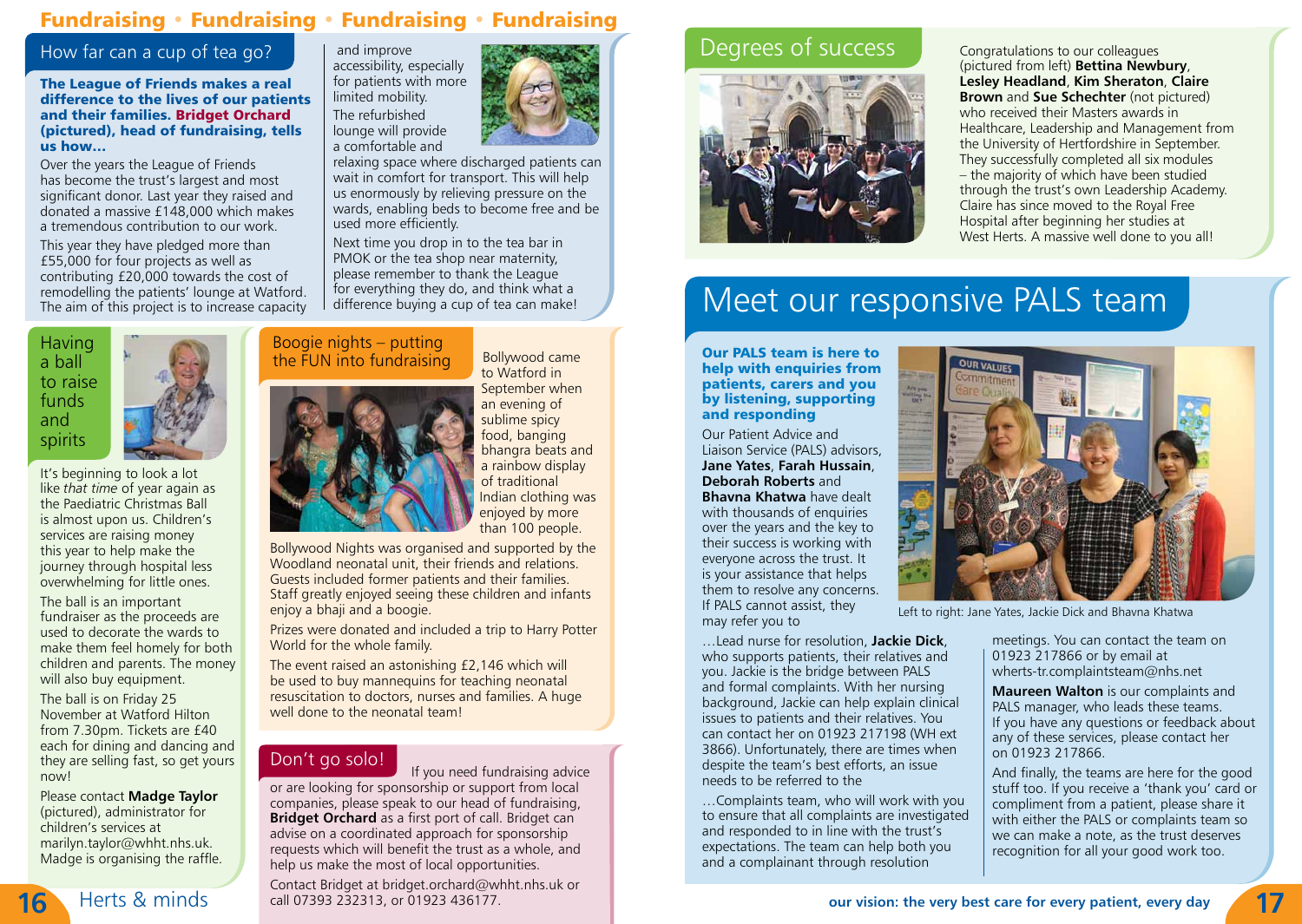# Fundraising • Fundraising • Fundraising • Fundraising

## How far can a cup of tea go?

**The League of Friends makes a real difference to the lives of our patients and their families. Bridget Orchard (pictured), head of fundraising, tells us how…**

Over the years the League of Friends has become the trust's largest and most significant donor. Last year they raised and donated a massive £148,000 which makes a tremendous contribution to our work.

This year they have pledged more than £55,000 for four projects as well as contributing £20,000 towards the cost of remodelling the patients' lounge at Watford. The aim of this project is to increase capacity and improve accessibility, especially for patients with more limited mobility.

The refurbished lounge will provide a comfortable and relaxing space where discharged patients can wait in comfort for transport. This will help us enormously by relieving pressure on the wards, enabling beds to become free and be used more efficiently.

Next time you drop in to the tea bar in PMOK or the tea shop near maternity, please remember to thank the League for everything they do, and think what a difference buying a cup of tea can make!

## Having a ball to raise funds and spirits

It's beginning to look a lot like *that time* of year again as the Paediatric Christmas Ball is almost upon us. Children's services are raising money this year to help make the journey through hospital less overwhelming for little ones.

The ball is an important fundraiser as the proceeds are used to decorate the wards to make them feel homely for both children and parents. The money will also buy equipment.

The ball is on Friday 25 November at Watford Hilton from 7.30pm. Tickets are £40 each for dining and dancing and they are selling fast, so get yours now!

Please contact **Madge Taylor** (pictured), administrator for children's services at marilyn.taylor@whht.nhs.uk. Madge is organising the raffle.

## Boogie nights – putting the FUN into fundraising

Bollywood came to Watford in September when an evening of sublime spicy food, banging bhangra beats and a rainbow display of traditional Indian clothing was enjoyed by more than 100 people.

Bollywood Nights was organised and supported by the Woodland neonatal unit, their friends and relations. Guests included former patients and their families. Staff greatly enjoyed seeing these children and infants enjoy a bhaji and a boogie.

Prizes were donated and included a trip to Harry Potter World for the whole family.

The event raised an astonishing £2,146 which will be used to buy mannequins for teaching neonatal resuscitation to doctors, nurses and families. A huge well done to the neonatal team!

## Don't go solo!

If you need fundraising advice or are looking for sponsorship or support from local companies, please speak to our head of fundraising, **Bridget Orchard** as a first port of call. Bridget can advise on a coordinated approach for sponsorship requests which will benefit the trust as a whole, and help us make the most of local opportunities.

Contact Bridget at bridget.orchard@whht.nhs.uk or call 07393 232313, or 01923 436177.

## Degrees of success

Congratulations to our colleagues (pictured from left) **Bettina Newbury**, **Lesley Headland**, **Kim Sheraton**, **Claire Brown** and **Sue Schechter** (not pictured) who received their Masters awards in Healthcare, Leadership and Management from the University of Hertfordshire in September. They successfully completed all six modules – the majority of which have been studied through the trust's own Leadership Academy. Claire has since moved to the Royal Free Hospital after beginning her studies at West Herts. A massive well done to you all!

# Meet our responsive PALS team

**Our PALS team is here to help with enquiries from patients, carers and you by listening, supporting and responding**

Our Patient Advice and Liaison Service (PALS) advisors, **Jane Yates**, **Farah Hussain**, **Deborah Roberts** and **Bhavna Khatwa** have dealt with thousands of enquiries over the years and the key to their success is working with everyone across the trust. It is your assistance that helps them to resolve any concerns. If PALS cannot assist, they may refer you to

Left to right: Jane Yates, Jackie Dick and Bhavna Khatwa

…Lead nurse for resolution, **Jackie Dick**, who supports patients, their relatives and you. Jackie is the bridge between PALS and formal complaints. With her nursing background, Jackie can help explain clinical issues to patients and their relatives. You can contact her on 01923 217198 (WH ext 3866). Unfortunately, there are times when despite the team's best efforts, an issue needs to be referred to the

…Complaints team, who will work with you to ensure that all complaints are investigated and responded to in line with the trust's expectations. The team can help both you and a complainant through resolution meetings. You can contact the team on 01923 217866 or by email at wherts-tr.complaintsteam@nhs.net

**Maureen Walton** is our complaints and PALS manager, who leads these teams. If you have any questions or feedback about any of these services, please contact her on 01923 217866.

And finally, the teams are here for the good stuff too. If you receive a 'thank you' card or compliment from a patient, please share it with either the PALS or complaints team so we can make a note, as the trust deserves recognition for all your good work too.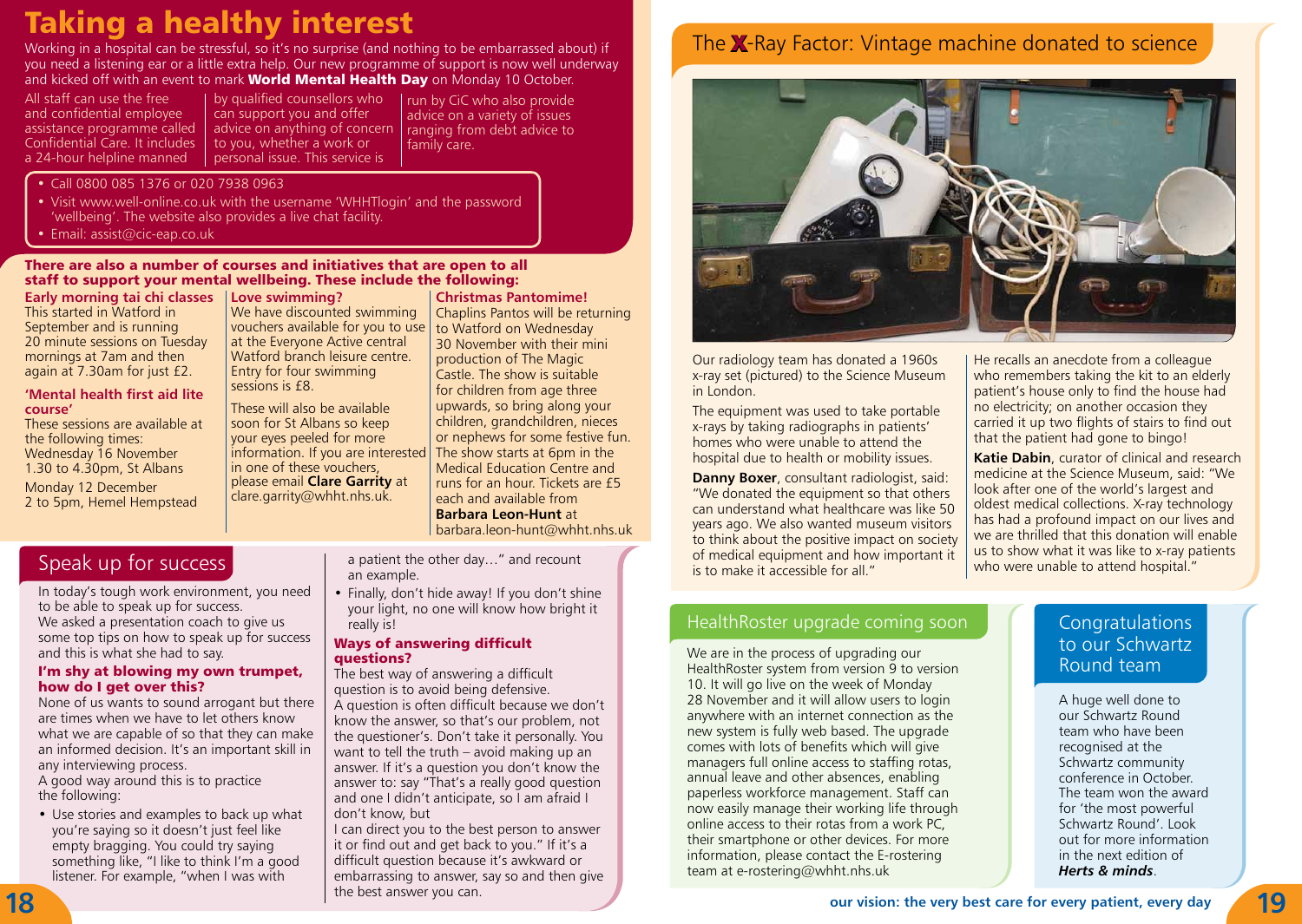# Taking a healthy interest

Working in a hospital can be stressful, so it's no surprise (and nothing to be embarrassed about) if you need a listening ear or a little extra help. Our new programme of support is now well underway and kicked off with an event to mark **World Mental Health Day** on Monday 10 October.

All staff can use the free and confidential employee assistance programme called Confidential Care. It includes a 24-hour helpline manned by qualified counsellors who can support you and offer advice on anything of concern to you, whether a work or personal issue. This service is run by CiC who also provide advice on a variety of issues ranging from debt advice to family care.

- Call 0800 085 1376 or 020 7938 0963
- Visit www.well-online.co.uk with the username 'WHHTlogin' and the password 'wellbeing'. The website also provides a live chat facility.
- Email: assist@cic-eap.co.uk

**There are also a number of courses and initiatives that are open to all staff to support your mental wellbeing. These include the following:**

**Early morning tai chi classes**
This started in Watford in September and is running 20 minute sessions on Tuesday mornings at 7am and then again at 7.30am for just £2.

**'Mental health first aid lite course'**
These sessions are available at the following times:
Wednesday 16 November 1.30 to 4.30pm, St Albans
Monday 12 December 2 to 5pm, Hemel Hempstead

**Love swimming?**
We have discounted swimming vouchers available for you to use at the Everyone Active central Watford branch leisure centre. Entry for four swimming sessions is £8.

These will also be available soon for St Albans so keep your eyes peeled for more information. If you are interested in one of these vouchers, please email **Clare Garrity** at clare.garrity@whht.nhs.uk.

**Christmas Pantomime!**
Chaplins Pantos will be returning to Watford on Wednesday 30 November with their mini production of The Magic Castle. The show is suitable for children from age three upwards, so bring along your children, grandchildren, nieces or nephews for some festive fun. The show starts at 6pm in the Medical Education Centre and runs for an hour. Tickets are £5 each and available from **Barbara Leon-Hunt** at barbara.leon-hunt@whht.nhs.uk

## Speak up for success

In today's tough work environment, you need to be able to speak up for success.
We asked a presentation coach to give us some top tips on how to speak up for success and this is what she had to say.

**I'm shy at blowing my own trumpet, how do I get over this?**
None of us wants to sound arrogant but there are times when we have to let others know what we are capable of so that they can make an informed decision. It's an important skill in any interviewing process.
A good way around this is to practice the following:

- Use stories and examples to back up what you're saying so it doesn't just feel like empty bragging. You could try saying something like, "I like to think I'm a good listener. For example, "when I was with a patient the other day…" and recount an example.
- Finally, don't hide away! If you don't shine your light, no one will know how bright it really is!

**Ways of answering difficult questions?**
The best way of answering a difficult question is to avoid being defensive.
A question is often difficult because we don't know the answer, so that's our problem, not the questioner's. Don't take it personally. You want to tell the truth – avoid making up an answer. If it's a question you don't know the answer to: say "That's a really good question and one I didn't anticipate, so I am afraid I don't know, but
I can direct you to the best person to answer it or find out and get back to you." If it's a difficult question because it's awkward or embarrassing to answer, say so and then give the best answer you can.

## The X-Ray Factor: Vintage machine donated to science

Our radiology team has donated a 1960s x-ray set (pictured) to the Science Museum in London.

The equipment was used to take portable x-rays by taking radiographs in patients' homes who were unable to attend the hospital due to health or mobility issues.

**Danny Boxer**, consultant radiologist, said: "We donated the equipment so that others can understand what healthcare was like 50 years ago. We also wanted museum visitors to think about the positive impact on society of medical equipment and how important it is to make it accessible for all."

He recalls an anecdote from a colleague who remembers taking the kit to an elderly patient's house only to find the house had no electricity; on another occasion they carried it up two flights of stairs to find out that the patient had gone to bingo!

**Katie Dabin**, curator of clinical and research medicine at the Science Museum, said: "We look after one of the world's largest and oldest medical collections. X-ray technology has had a profound impact on our lives and we are thrilled that this donation will enable us to show what it was like to x-ray patients who were unable to attend hospital."

## HealthRoster upgrade coming soon

We are in the process of upgrading our HealthRoster system from version 9 to version 10. It will go live on the week of Monday 28 November and it will allow users to login anywhere with an internet connection as the new system is fully web based. The upgrade comes with lots of benefits which will give managers full online access to staffing rotas, annual leave and other absences, enabling paperless workforce management. Staff can now easily manage their working life through online access to their rotas from a work PC, their smartphone or other devices. For more information, please contact the E-rostering team at e-rostering@whht.nhs.uk

## Congratulations to our Schwartz Round team

A huge well done to our Schwartz Round team who have been recognised at the Schwartz community conference in October. The team won the award for 'the most powerful Schwartz Round'. Look out for more information in the next edition of ***Herts & minds***.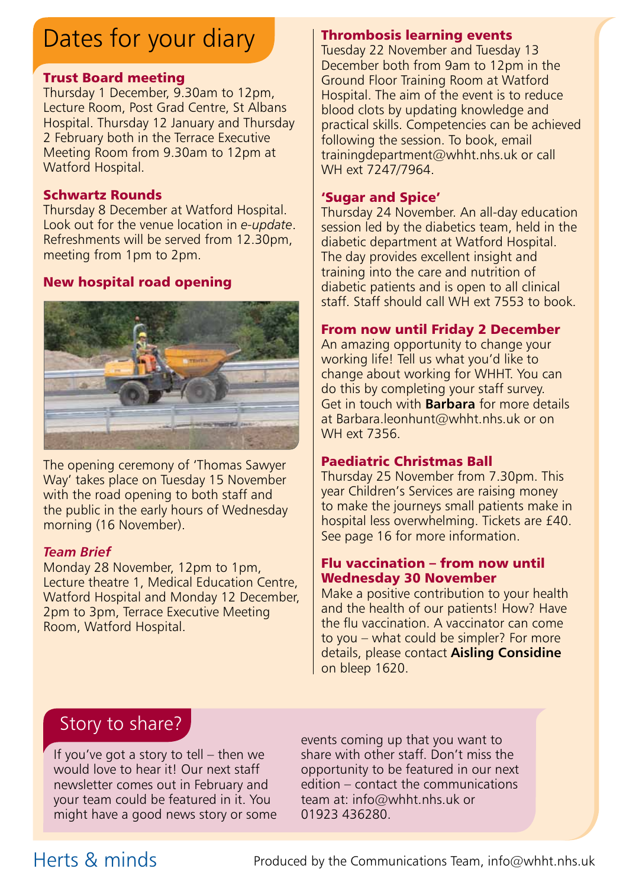# Dates for your diary

### Trust Board meeting

Thursday 1 December, 9.30am to 12pm, Lecture Room, Post Grad Centre, St Albans Hospital. Thursday 12 January and Thursday 2 February both in the Terrace Executive Meeting Room from 9.30am to 12pm at Watford Hospital.

### Schwartz Rounds

Thursday 8 December at Watford Hospital. Look out for the venue location in *e-update*. Refreshments will be served from 12.30pm, meeting from 1pm to 2pm.

### New hospital road opening

The opening ceremony of 'Thomas Sawyer Way' takes place on Tuesday 15 November with the road opening to both staff and the public in the early hours of Wednesday morning (16 November).

### *Team Brief*

Monday 28 November, 12pm to 1pm, Lecture theatre 1, Medical Education Centre, Watford Hospital and Monday 12 December, 2pm to 3pm, Terrace Executive Meeting Room, Watford Hospital.

### Thrombosis learning events

Tuesday 22 November and Tuesday 13 December both from 9am to 12pm in the Ground Floor Training Room at Watford Hospital. The aim of the event is to reduce blood clots by updating knowledge and practical skills. Competencies can be achieved following the session. To book, email trainingdepartment@whht.nhs.uk or call WH ext 7247/7964.

### 'Sugar and Spice'

Thursday 24 November. An all-day education session led by the diabetics team, held in the diabetic department at Watford Hospital. The day provides excellent insight and training into the care and nutrition of diabetic patients and is open to all clinical staff. Staff should call WH ext 7553 to book.

### From now until Friday 2 December

An amazing opportunity to change your working life! Tell us what you'd like to change about working for WHHT. You can do this by completing your staff survey. Get in touch with **Barbara** for more details at Barbara.leonhunt@whht.nhs.uk or on WH ext 7356.

### Paediatric Christmas Ball

Thursday 25 November from 7.30pm. This year Children's Services are raising money to make the journeys small patients make in hospital less overwhelming. Tickets are £40. See page 16 for more information.

### Flu vaccination – from now until Wednesday 30 November

Make a positive contribution to your health and the health of our patients! How? Have the flu vaccination. A vaccinator can come to you – what could be simpler? For more details, please contact **Aisling Considine** on bleep 1620.

## Story to share?

If you've got a story to tell – then we would love to hear it! Our next staff newsletter comes out in February and your team could be featured in it. You might have a good news story or some events coming up that you want to share with other staff. Don't miss the opportunity to be featured in our next edition – contact the communications team at: info@whht.nhs.uk or 01923 436280.

Herts & minds

Produced by the Communications Team, info@whht.nhs.uk